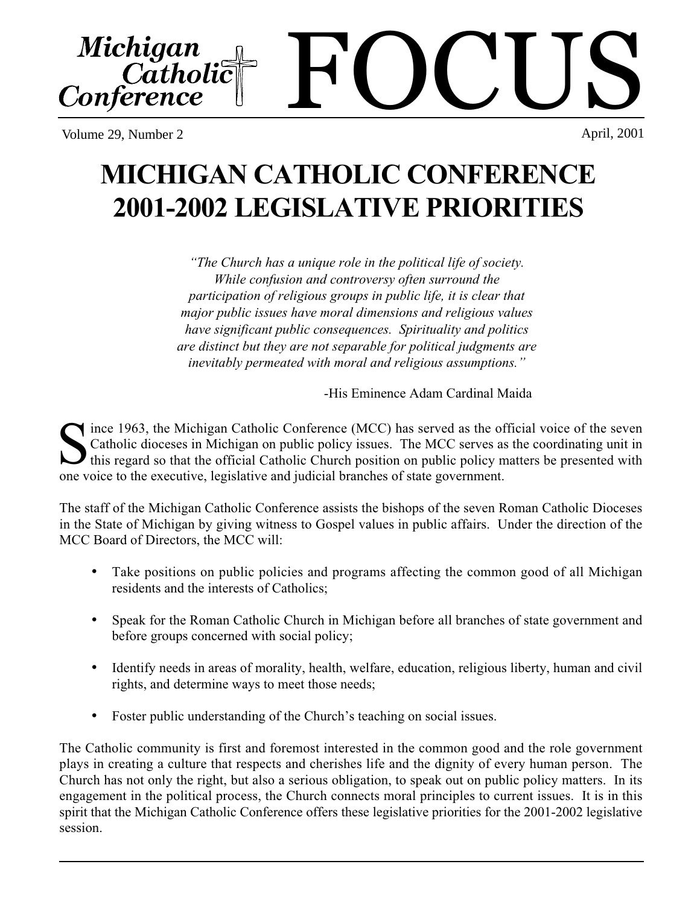# Michigan Catholic Conference FOCUS

Volume 29, Number 2 | April, 2001

# MICHIGAN CATHOLIC CONFERENCE 2001-2002 LEGISLATIVE PRIORITIES

*"The Church has a unique role in the political life of society. While confusion and controversy often surround the participation of religious groups in public life, it is clear that major public issues have moral dimensions and religious values have significant public consequences. Spirituality and politics are distinct but they are not separable for political judgments are inevitably permeated with moral and religious assumptions."*

-His Eminence Adam Cardinal Maida

Since 1963, the Michigan Catholic Conference (MCC) has served as the official voice of the seven Catholic dioceses in Michigan on public policy issues. The MCC serves as the coordinating unit in this regard so that the official Catholic Church position on public policy matters be presented with one voice to the executive, legislative and judicial branches of state government.

The staff of the Michigan Catholic Conference assists the bishops of the seven Roman Catholic Dioceses in the State of Michigan by giving witness to Gospel values in public affairs. Under the direction of the MCC Board of Directors, the MCC will:

- Take positions on public policies and programs affecting the common good of all Michigan residents and the interests of Catholics;
- Speak for the Roman Catholic Church in Michigan before all branches of state government and before groups concerned with social policy;
- Identify needs in areas of morality, health, welfare, education, religious liberty, human and civil rights, and determine ways to meet those needs;
- Foster public understanding of the Church's teaching on social issues.

The Catholic community is first and foremost interested in the common good and the role government plays in creating a culture that respects and cherishes life and the dignity of every human person. The Church has not only the right, but also a serious obligation, to speak out on public policy matters. In its engagement in the political process, the Church connects moral principles to current issues. It is in this spirit that the Michigan Catholic Conference offers these legislative priorities for the 2001-2002 legislative session.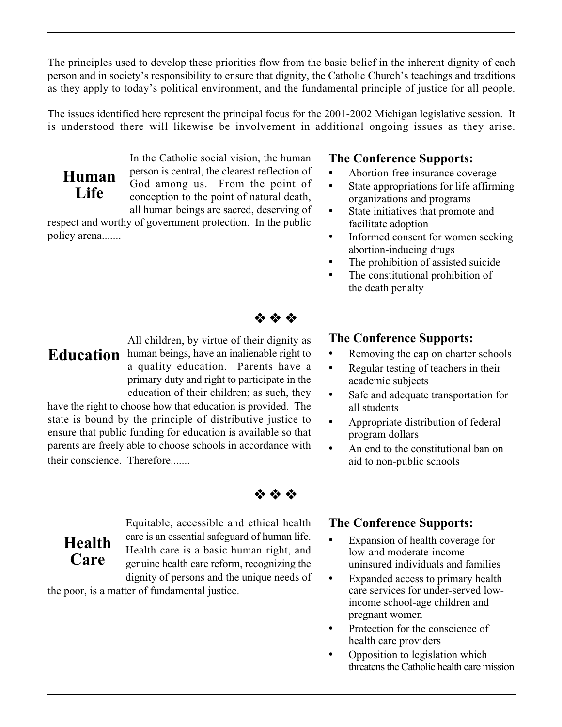The principles used to develop these priorities flow from the basic belief in the inherent dignity of each person and in society's responsibility to ensure that dignity, the Catholic Church's teachings and traditions as they apply to today's political environment, and the fundamental principle of justice for all people.

The issues identified here represent the principal focus for the 2001-2002 Michigan legislative session. It is understood there will likewise be involvement in additional ongoing issues as they arise.

## Human Life

In the Catholic social vision, the human person is central, the clearest reflection of God among us. From the point of conception to the point of natural death, all human beings are sacred, deserving of respect and worthy of government protection. In the public policy arena.......

### The Conference Supports:

- Abortion-free insurance coverage
- State appropriations for life affirming organizations and programs
- State initiatives that promote and facilitate adoption
- Informed consent for women seeking abortion-inducing drugs
- The prohibition of assisted suicide
- The constitutional prohibition of the death penalty

❖ ❖ ❖

## Education

All children, by virtue of their dignity as human beings, have an inalienable right to a quality education. Parents have a primary duty and right to participate in the education of their children; as such, they have the right to choose how that education is provided. The state is bound by the principle of distributive justice to ensure that public funding for education is available so that parents are freely able to choose schools in accordance with their conscience. Therefore.......

### The Conference Supports:

- Removing the cap on charter schools
- Regular testing of teachers in their academic subjects
- Safe and adequate transportation for all students
- Appropriate distribution of federal program dollars
- An end to the constitutional ban on aid to non-public schools

❖ ❖ ❖

## Health Care

Equitable, accessible and ethical health care is an essential safeguard of human life. Health care is a basic human right, and genuine health care reform, recognizing the dignity of persons and the unique needs of the poor, is a matter of fundamental justice.

### The Conference Supports:

- Expansion of health coverage for low-and moderate-income uninsured individuals and families
- Expanded access to primary health care services for under-served low-income school-age children and pregnant women
- Protection for the conscience of health care providers
- Opposition to legislation which threatens the Catholic health care mission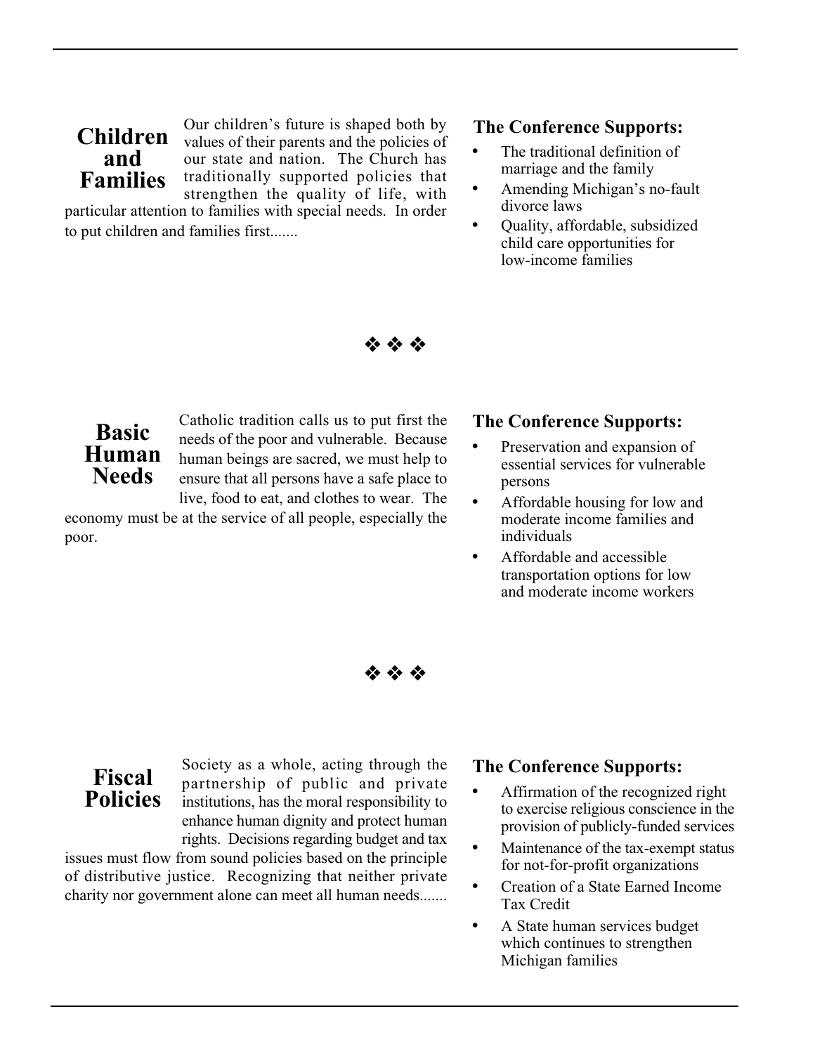## Children and Families

Our children's future is shaped both by values of their parents and the policies of our state and nation. The Church has traditionally supported policies that strengthen the quality of life, with particular attention to families with special needs. In order to put children and families first.......

### The Conference Supports:

- The traditional definition of marriage and the family
- Amending Michigan's no-fault divorce laws
- Quality, affordable, subsidized child care opportunities for low-income families

❖ ❖ ❖

## Basic Human Needs

Catholic tradition calls us to put first the needs of the poor and vulnerable. Because human beings are sacred, we must help to ensure that all persons have a safe place to live, food to eat, and clothes to wear. The economy must be at the service of all people, especially the poor.

### The Conference Supports:

- Preservation and expansion of essential services for vulnerable persons
- Affordable housing for low and moderate income families and individuals
- Affordable and accessible transportation options for low and moderate income workers

❖ ❖ ❖

## Fiscal Policies

Society as a whole, acting through the partnership of public and private institutions, has the moral responsibility to enhance human dignity and protect human rights. Decisions regarding budget and tax issues must flow from sound policies based on the principle of distributive justice. Recognizing that neither private charity nor government alone can meet all human needs.......

### The Conference Supports:

- Affirmation of the recognized right to exercise religious conscience in the provision of publicly-funded services
- Maintenance of the tax-exempt status for not-for-profit organizations
- Creation of a State Earned Income Tax Credit
- A State human services budget which continues to strengthen Michigan families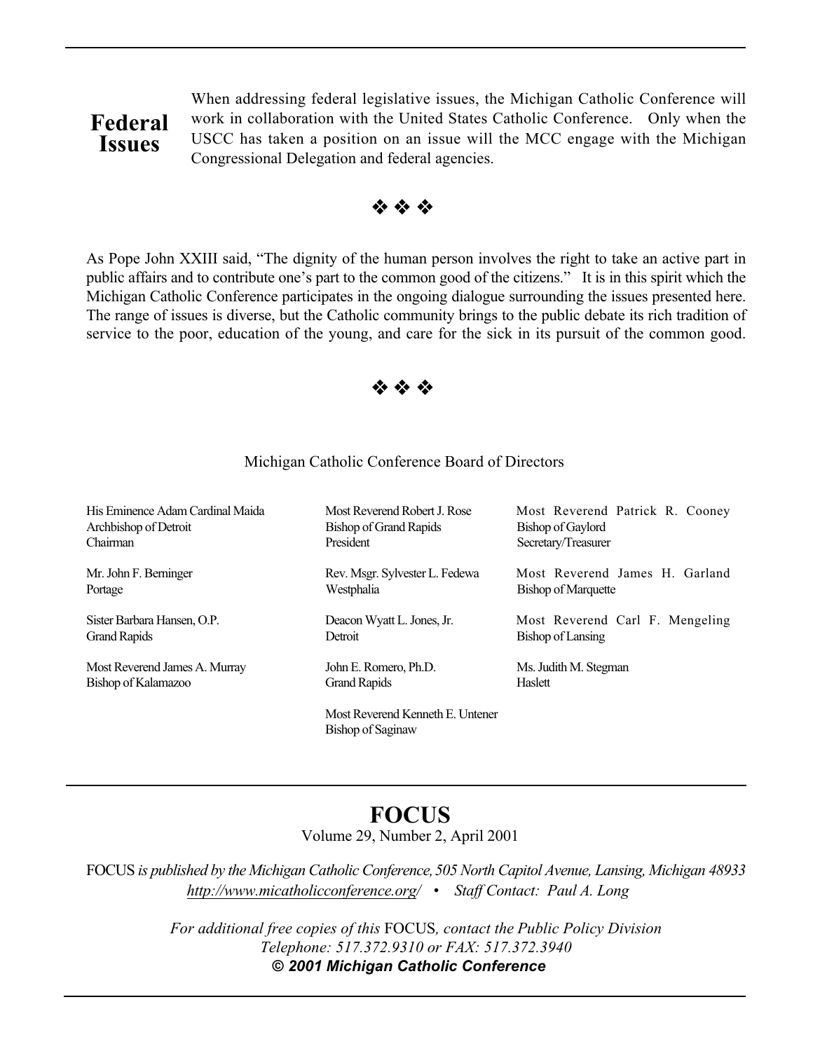## Federal Issues

When addressing federal legislative issues, the Michigan Catholic Conference will work in collaboration with the United States Catholic Conference. Only when the USCC has taken a position on an issue will the MCC engage with the Michigan Congressional Delegation and federal agencies.

❖ ❖ ❖

As Pope John XXIII said, "The dignity of the human person involves the right to take an active part in public affairs and to contribute one's part to the common good of the citizens." It is in this spirit which the Michigan Catholic Conference participates in the ongoing dialogue surrounding the issues presented here. The range of issues is diverse, but the Catholic community brings to the public debate its rich tradition of service to the poor, education of the young, and care for the sick in its pursuit of the common good.

❖ ❖ ❖

Michigan Catholic Conference Board of Directors

His Eminence Adam Cardinal Maida
Archbishop of Detroit
Chairman

Most Reverend Robert J. Rose
Bishop of Grand Rapids
President

Most Reverend Patrick R. Cooney
Bishop of Gaylord
Secretary/Treasurer

Mr. John F. Berninger
Portage

Rev. Msgr. Sylvester L. Fedewa
Westphalia

Most Reverend James H. Garland
Bishop of Marquette

Sister Barbara Hansen, O.P.
Grand Rapids

Deacon Wyatt L. Jones, Jr.
Detroit

Most Reverend Carl F. Mengeling
Bishop of Lansing

Most Reverend James A. Murray
Bishop of Kalamazoo

John E. Romero, Ph.D.
Grand Rapids

Ms. Judith M. Stegman
Haslett

Most Reverend Kenneth E. Untener
Bishop of Saginaw

---

# FOCUS

Volume 29, Number 2, April 2001

FOCUS *is published by the Michigan Catholic Conference, 505 North Capitol Avenue, Lansing, Michigan 48933*
*http://www.micatholicconference.org/* • *Staff Contact: Paul A. Long*

*For additional free copies of this* FOCUS*, contact the Public Policy Division*
*Telephone: 517.372.9310 or FAX: 517.372.3940*
***© 2001 Michigan Catholic Conference***